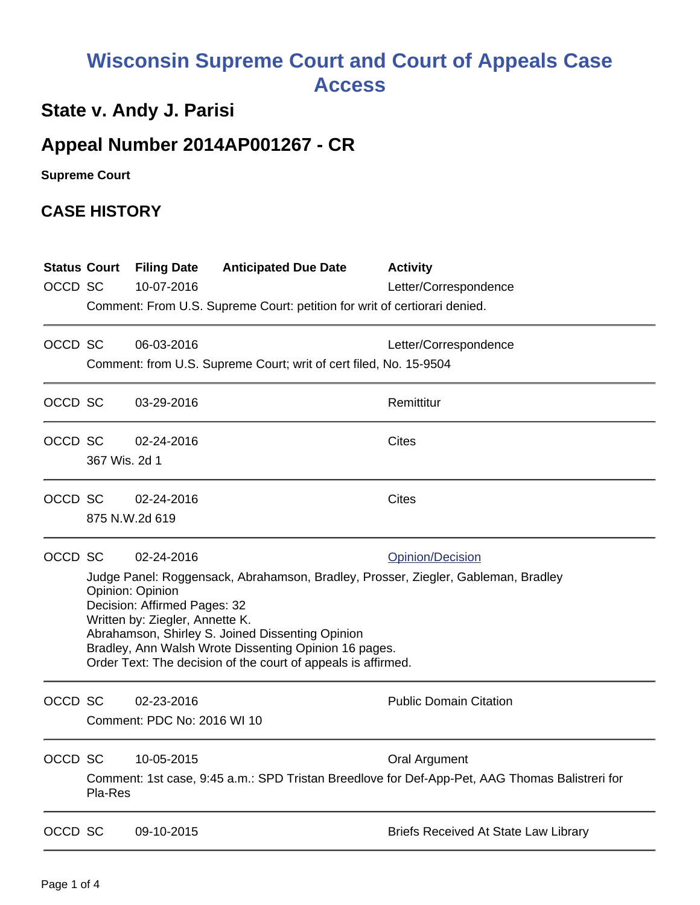# Wisconsin Supreme Court and Court of Appeals Case Access

## State v. Andy J. Parisi

## Appeal Number 2014AP001267 - CR

**Supreme Court**

## CASE HISTORY

| Status | Court | Filing Date | Anticipated Due Date | Activity |
|---|---|---|---|---|
| OCCD | SC | 10-07-2016 | | Letter/Correspondence |
| | Comment: From U.S. Supreme Court: petition for writ of certiorari denied. | | | |
| OCCD | SC | 06-03-2016 | | Letter/Correspondence |
| | Comment: from U.S. Supreme Court; writ of cert filed, No. 15-9504 | | | |
| OCCD | SC | 03-29-2016 | | Remittitur |
| OCCD | SC | 02-24-2016 | | Cites |
| | 367 Wis. 2d 1 | | | |
| OCCD | SC | 02-24-2016 | | Cites |
| | 875 N.W.2d 619 | | | |
| OCCD | SC | 02-24-2016 | | Opinion/Decision |
| | Judge Panel: Roggensack, Abrahamson, Bradley, Prosser, Ziegler, Gableman, Bradley<br>Opinion: Opinion<br>Decision: Affirmed Pages: 32<br>Written by: Ziegler, Annette K.<br>Abrahamson, Shirley S. Joined Dissenting Opinion<br>Bradley, Ann Walsh Wrote Dissenting Opinion 16 pages.<br>Order Text: The decision of the court of appeals is affirmed. | | | |
| OCCD | SC | 02-23-2016 | | Public Domain Citation |
| | Comment: PDC No: 2016 WI 10 | | | |
| OCCD | SC | 10-05-2015 | | Oral Argument |
| | Comment: 1st case, 9:45 a.m.: SPD Tristan Breedlove for Def-App-Pet, AAG Thomas Balistreri for Pla-Res | | | |
| OCCD | SC | 09-10-2015 | | Briefs Received At State Law Library |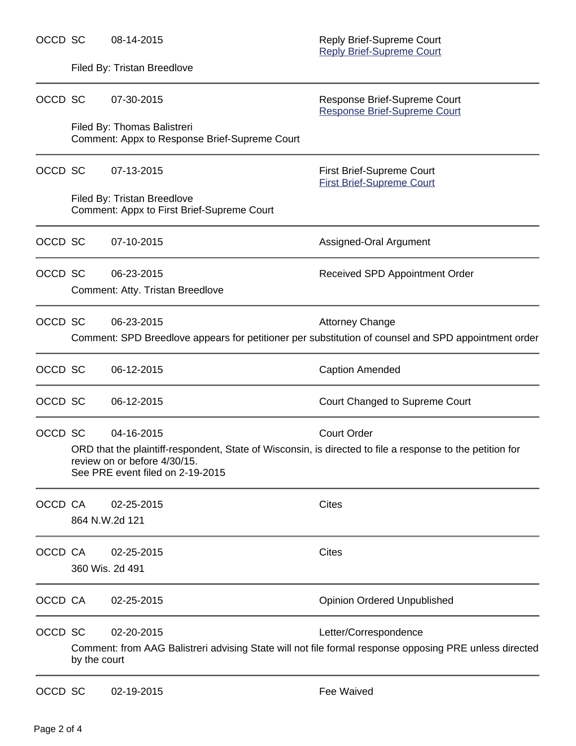OCCD SC 08-14-2015 Reply Brief-Supreme Court
[Reply Brief-Supreme Court]

Filed By: Tristan Breedlove

---

OCCD SC 07-30-2015 Response Brief-Supreme Court
[Response Brief-Supreme Court]

Filed By: Thomas Balistreri
Comment: Appx to Response Brief-Supreme Court

---

OCCD SC 07-13-2015 First Brief-Supreme Court
[First Brief-Supreme Court]

Filed By: Tristan Breedlove
Comment: Appx to First Brief-Supreme Court

---

OCCD SC 07-10-2015 Assigned-Oral Argument

---

OCCD SC 06-23-2015 Received SPD Appointment Order

Comment: Atty. Tristan Breedlove

---

OCCD SC 06-23-2015 Attorney Change

Comment: SPD Breedlove appears for petitioner per substitution of counsel and SPD appointment order

---

OCCD SC 06-12-2015 Caption Amended

---

OCCD SC 06-12-2015 Court Changed to Supreme Court

---

OCCD SC 04-16-2015 Court Order

ORD that the plaintiff-respondent, State of Wisconsin, is directed to file a response to the petition for review on or before 4/30/15.
See PRE event filed on 2-19-2015

---

OCCD CA 02-25-2015 Cites

864 N.W.2d 121

---

OCCD CA 02-25-2015 Cites

360 Wis. 2d 491

---

OCCD CA 02-25-2015 Opinion Ordered Unpublished

---

OCCD SC 02-20-2015 Letter/Correspondence

Comment: from AAG Balistreri advising State will not file formal response opposing PRE unless directed by the court

---

OCCD SC 02-19-2015 Fee Waived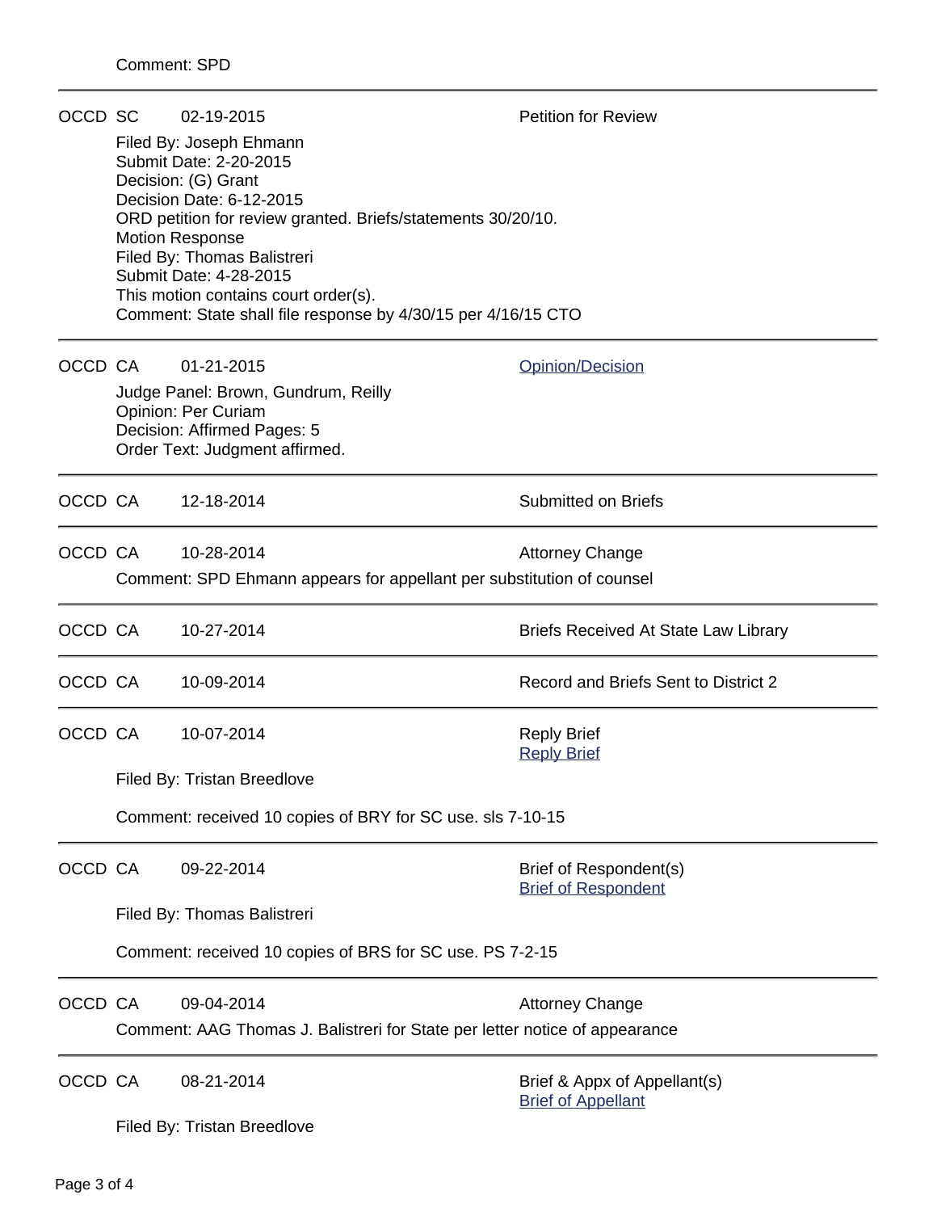Comment: SPD

---

OCCD SC 02-19-2015 Petition for Review

Filed By: Joseph Ehmann
Submit Date: 2-20-2015
Decision: (G) Grant
Decision Date: 6-12-2015
ORD petition for review granted. Briefs/statements 30/20/10.
Motion Response
Filed By: Thomas Balistreri
Submit Date: 4-28-2015
This motion contains court order(s).
Comment: State shall file response by 4/30/15 per 4/16/15 CTO

---

OCCD CA 01-21-2015 Opinion/Decision

Judge Panel: Brown, Gundrum, Reilly
Opinion: Per Curiam
Decision: Affirmed Pages: 5
Order Text: Judgment affirmed.

---

OCCD CA 12-18-2014 Submitted on Briefs

---

OCCD CA 10-28-2014 Attorney Change

Comment: SPD Ehmann appears for appellant per substitution of counsel

---

OCCD CA 10-27-2014 Briefs Received At State Law Library

---

OCCD CA 10-09-2014 Record and Briefs Sent to District 2

---

OCCD CA 10-07-2014 Reply Brief
Reply Brief

Filed By: Tristan Breedlove

Comment: received 10 copies of BRY for SC use. sls 7-10-15

---

OCCD CA 09-22-2014 Brief of Respondent(s)
Brief of Respondent

Filed By: Thomas Balistreri

Comment: received 10 copies of BRS for SC use. PS 7-2-15

---

OCCD CA 09-04-2014 Attorney Change

Comment: AAG Thomas J. Balistreri for State per letter notice of appearance

---

OCCD CA 08-21-2014 Brief & Appx of Appellant(s)
Brief of Appellant

Filed By: Tristan Breedlove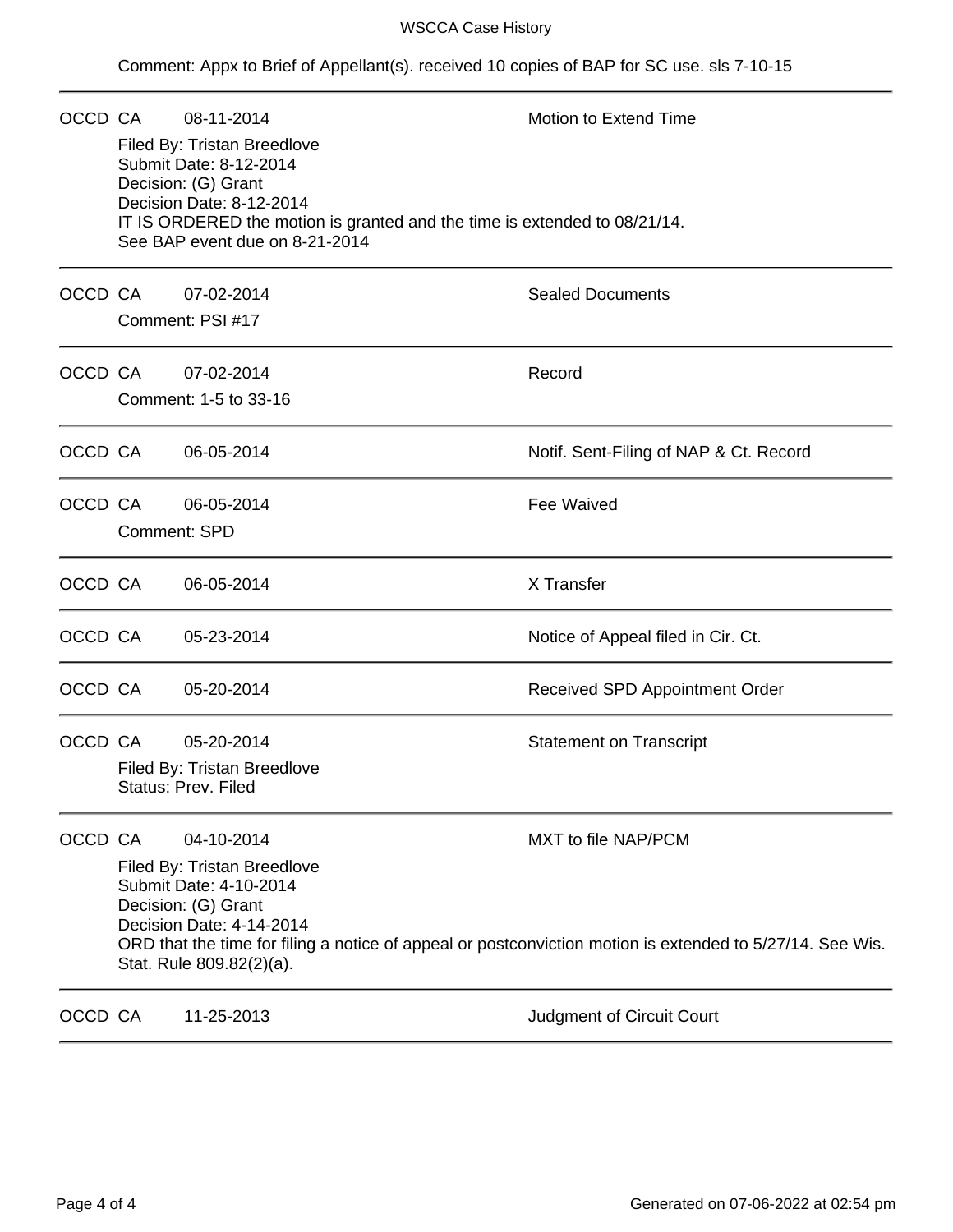Comment: Appx to Brief of Appellant(s). received 10 copies of BAP for SC use. sls 7-10-15

---

OCCD CA 08-11-2014 Motion to Extend Time

Filed By: Tristan Breedlove
Submit Date: 8-12-2014
Decision: (G) Grant
Decision Date: 8-12-2014
IT IS ORDERED the motion is granted and the time is extended to 08/21/14.
See BAP event due on 8-21-2014

---

OCCD CA 07-02-2014 Sealed Documents

Comment: PSI #17

---

OCCD CA 07-02-2014 Record

Comment: 1-5 to 33-16

---

OCCD CA 06-05-2014 Notif. Sent-Filing of NAP & Ct. Record

---

OCCD CA 06-05-2014 Fee Waived

Comment: SPD

---

OCCD CA 06-05-2014 X Transfer

---

OCCD CA 05-23-2014 Notice of Appeal filed in Cir. Ct.

---

OCCD CA 05-20-2014 Received SPD Appointment Order

---

OCCD CA 05-20-2014 Statement on Transcript

Filed By: Tristan Breedlove
Status: Prev. Filed

---

OCCD CA 04-10-2014 MXT to file NAP/PCM

Filed By: Tristan Breedlove
Submit Date: 4-10-2014
Decision: (G) Grant
Decision Date: 4-14-2014
ORD that the time for filing a notice of appeal or postconviction motion is extended to 5/27/14. See Wis. Stat. Rule 809.82(2)(a).

---

OCCD CA 11-25-2013 Judgment of Circuit Court

---